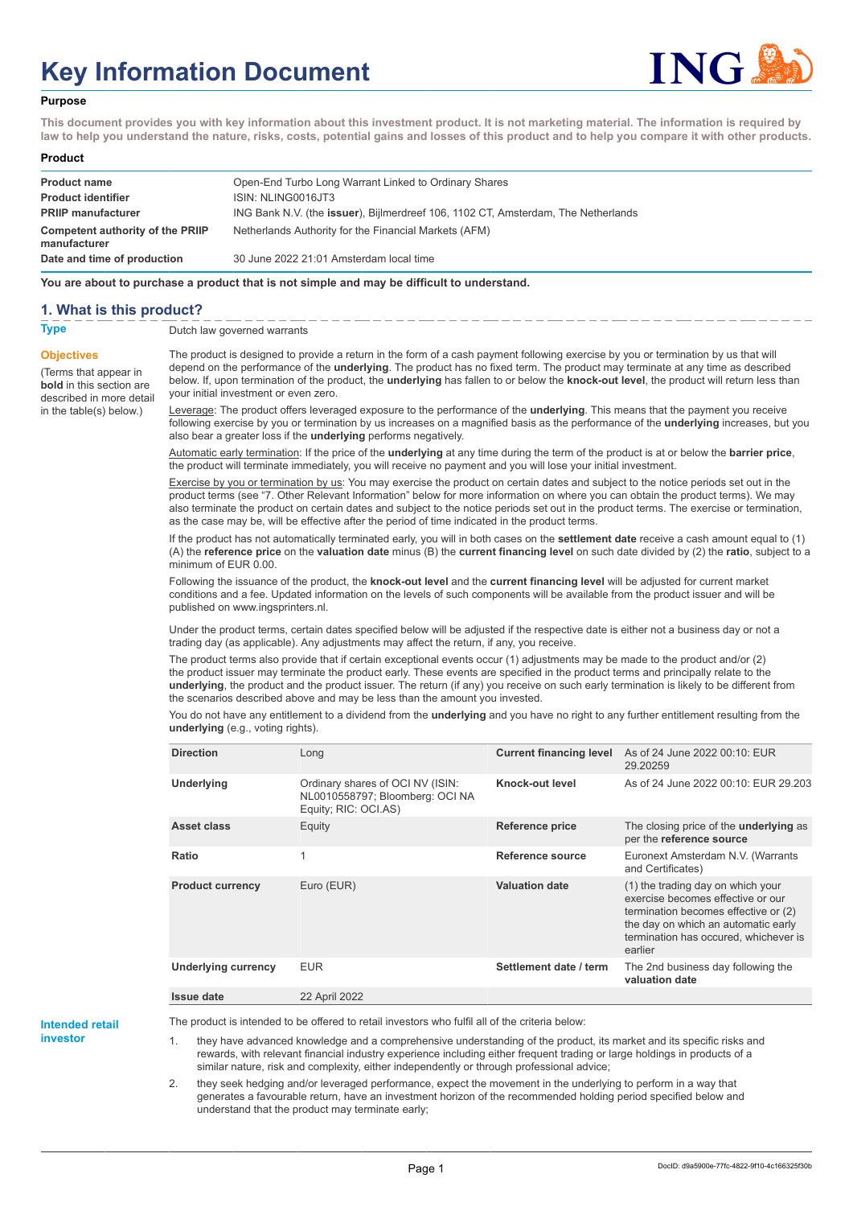# Key Information Document

**Purpose**

**This document provides you with key information about this investment product. It is not marketing material. The information is required by law to help you understand the nature, risks, costs, potential gains and losses of this product and to help you compare it with other products.**

**Product**

| | |
|---|---|
| **Product name** | Open-End Turbo Long Warrant Linked to Ordinary Shares |
| **Product identifier** | ISIN: NLING0016JT3 |
| **PRIIP manufacturer** | ING Bank N.V. (the **issuer**), Bijlmerdreef 106, 1102 CT, Amsterdam, The Netherlands |
| **Competent authority of the PRIIP manufacturer** | Netherlands Authority for the Financial Markets (AFM) |
| **Date and time of production** | 30 June 2022 21:01 Amsterdam local time |

**You are about to purchase a product that is not simple and may be difficult to understand.**

## 1. What is this product?

**Type**

Dutch law governed warrants

**Objectives**

(Terms that appear in **bold** in this section are described in more detail in the table(s) below.)

The product is designed to provide a return in the form of a cash payment following exercise by you or termination by us that will depend on the performance of the **underlying**. The product has no fixed term. The product may terminate at any time as described below. If, upon termination of the product, the **underlying** has fallen to or below the **knock-out level**, the product will return less than your initial investment or even zero.

Leverage: The product offers leveraged exposure to the performance of the **underlying**. This means that the payment you receive following exercise by you or termination by us increases on a magnified basis as the performance of the **underlying** increases, but you also bear a greater loss if the **underlying** performs negatively.

Automatic early termination: If the price of the **underlying** at any time during the term of the product is at or below the **barrier price**, the product will terminate immediately, you will receive no payment and you will lose your initial investment.

Exercise by you or termination by us: You may exercise the product on certain dates and subject to the notice periods set out in the product terms (see "7. Other Relevant Information" below for more information on where you can obtain the product terms). We may also terminate the product on certain dates and subject to the notice periods set out in the product terms. The exercise or termination, as the case may be, will be effective after the period of time indicated in the product terms.

If the product has not automatically terminated early, you will in both cases on the **settlement date** receive a cash amount equal to (1) (A) the **reference price** on the **valuation date** minus (B) the **current financing level** on such date divided by (2) the **ratio**, subject to a minimum of EUR 0.00.

Following the issuance of the product, the **knock-out level** and the **current financing level** will be adjusted for current market conditions and a fee. Updated information on the levels of such components will be available from the product issuer and will be published on www.ingsprinters.nl.

Under the product terms, certain dates specified below will be adjusted if the respective date is either not a business day or not a trading day (as applicable). Any adjustments may affect the return, if any, you receive.

The product terms also provide that if certain exceptional events occur (1) adjustments may be made to the product and/or (2) the product issuer may terminate the product early. These events are specified in the product terms and principally relate to the **underlying**, the product and the product issuer. The return (if any) you receive on such early termination is likely to be different from the scenarios described above and may be less than the amount you invested.

You do not have any entitlement to a dividend from the **underlying** and you have no right to any further entitlement resulting from the **underlying** (e.g., voting rights).

| | | | |
|---|---|---|---|
| **Direction** | Long | **Current financing level** | As of 24 June 2022 00:10: EUR 29.20259 |
| **Underlying** | Ordinary shares of OCI NV (ISIN: NL0010558797; Bloomberg: OCI NA Equity; RIC: OCI.AS) | **Knock-out level** | As of 24 June 2022 00:10: EUR 29.203 |
| **Asset class** | Equity | **Reference price** | The closing price of the **underlying** as per the **reference source** |
| **Ratio** | 1 | **Reference source** | Euronext Amsterdam N.V. (Warrants and Certificates) |
| **Product currency** | Euro (EUR) | **Valuation date** | (1) the trading day on which your exercise becomes effective or our termination becomes effective or (2) the day on which an automatic early termination has occured, whichever is earlier |
| **Underlying currency** | EUR | **Settlement date / term** | The 2nd business day following the **valuation date** |
| **Issue date** | 22 April 2022 | | |

**Intended retail investor**

The product is intended to be offered to retail investors who fulfil all of the criteria below:

1. they have advanced knowledge and a comprehensive understanding of the product, its market and its specific risks and rewards, with relevant financial industry experience including either frequent trading or large holdings in products of a similar nature, risk and complexity, either independently or through professional advice;
2. they seek hedging and/or leveraged performance, expect the movement in the underlying to perform in a way that generates a favourable return, have an investment horizon of the recommended holding period specified below and understand that the product may terminate early;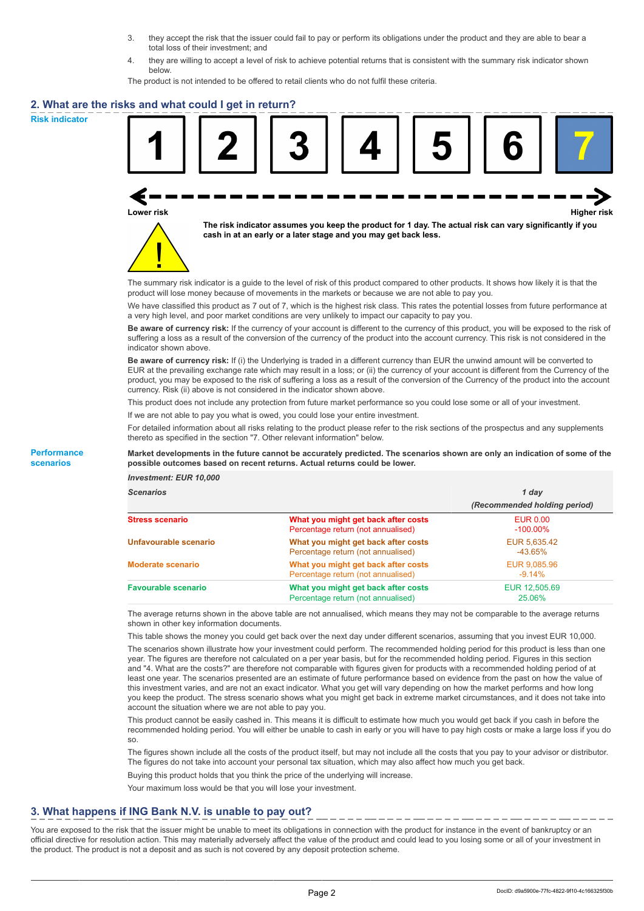3. they accept the risk that the issuer could fail to pay or perform its obligations under the product and they are able to bear a total loss of their investment; and
4. they are willing to accept a level of risk to achieve potential returns that is consistent with the summary risk indicator shown below.

The product is not intended to be offered to retail clients who do not fulfil these criteria.

## 2. What are the risks and what could I get in return?

**Risk indicator**

| 1 | 2 | 3 | 4 | 5 | 6 | **7** |
|---|---|---|---|---|---|---|

Lower risk ← → Higher risk

**The risk indicator assumes you keep the product for 1 day. The actual risk can vary significantly if you cash in at an early or a later stage and you may get back less.**

The summary risk indicator is a guide to the level of risk of this product compared to other products. It shows how likely it is that the product will lose money because of movements in the markets or because we are not able to pay you.

We have classified this product as 7 out of 7, which is the highest risk class. This rates the potential losses from future performance at a very high level, and poor market conditions are very unlikely to impact our capacity to pay you.

**Be aware of currency risk:** If the currency of your account is different to the currency of this product, you will be exposed to the risk of suffering a loss as a result of the conversion of the currency of the product into the account currency. This risk is not considered in the indicator shown above.

**Be aware of currency risk:** If (i) the Underlying is traded in a different currency than EUR the unwind amount will be converted to EUR at the prevailing exchange rate which may result in a loss; or (ii) the currency of your account is different from the Currency of the product, you may be exposed to the risk of suffering a loss as a result of the conversion of the Currency of the product into the account currency. Risk (ii) above is not considered in the indicator shown above.

This product does not include any protection from future market performance so you could lose some or all of your investment.

If we are not able to pay you what is owed, you could lose your entire investment.

For detailed information about all risks relating to the product please refer to the risk sections of the prospectus and any supplements thereto as specified in the section "7. Other relevant information" below.

**Performance scenarios**

**Market developments in the future cannot be accurately predicted. The scenarios shown are only an indication of some of the possible outcomes based on recent returns. Actual returns could be lower.**

| *Investment: EUR 10,000* | | |
|---|---|---|
| ***Scenarios*** | | ***1 day*** ***(Recommended holding period)*** |
| **Stress scenario** | **What you might get back after costs** | EUR 0.00 |
| | Percentage return (not annualised) | -100.00% |
| **Unfavourable scenario** | **What you might get back after costs** | EUR 5,635.42 |
| | Percentage return (not annualised) | -43.65% |
| **Moderate scenario** | **What you might get back after costs** | EUR 9,085.96 |
| | Percentage return (not annualised) | -9.14% |
| **Favourable scenario** | **What you might get back after costs** | EUR 12,505.69 |
| | Percentage return (not annualised) | 25.06% |

The average returns shown in the above table are not annualised, which means they may not be comparable to the average returns shown in other key information documents.

This table shows the money you could get back over the next day under different scenarios, assuming that you invest EUR 10,000.

The scenarios shown illustrate how your investment could perform. The recommended holding period for this product is less than one year. The figures are therefore not calculated on a per year basis, but for the recommended holding period. Figures in this section and "4. What are the costs?" are therefore not comparable with figures given for products with a recommended holding period of at least one year. The scenarios presented are an estimate of future performance based on evidence from the past on how the value of this investment varies, and are not an exact indicator. What you get will vary depending on how the market performs and how long you keep the product. The stress scenario shows what you might get back in extreme market circumstances, and it does not take into account the situation where we are not able to pay you.

This product cannot be easily cashed in. This means it is difficult to estimate how much you would get back if you cash in before the recommended holding period. You will either be unable to cash in early or you will have to pay high costs or make a large loss if you do so.

The figures shown include all the costs of the product itself, but may not include all the costs that you pay to your advisor or distributor. The figures do not take into account your personal tax situation, which may also affect how much you get back.

Buying this product holds that you think the price of the underlying will increase.

Your maximum loss would be that you will lose your investment.

## 3. What happens if ING Bank N.V. is unable to pay out?

You are exposed to the risk that the issuer might be unable to meet its obligations in connection with the product for instance in the event of bankruptcy or an official directive for resolution action. This may materially adversely affect the value of the product and could lead to you losing some or all of your investment in the product. The product is not a deposit and as such is not covered by any deposit protection scheme.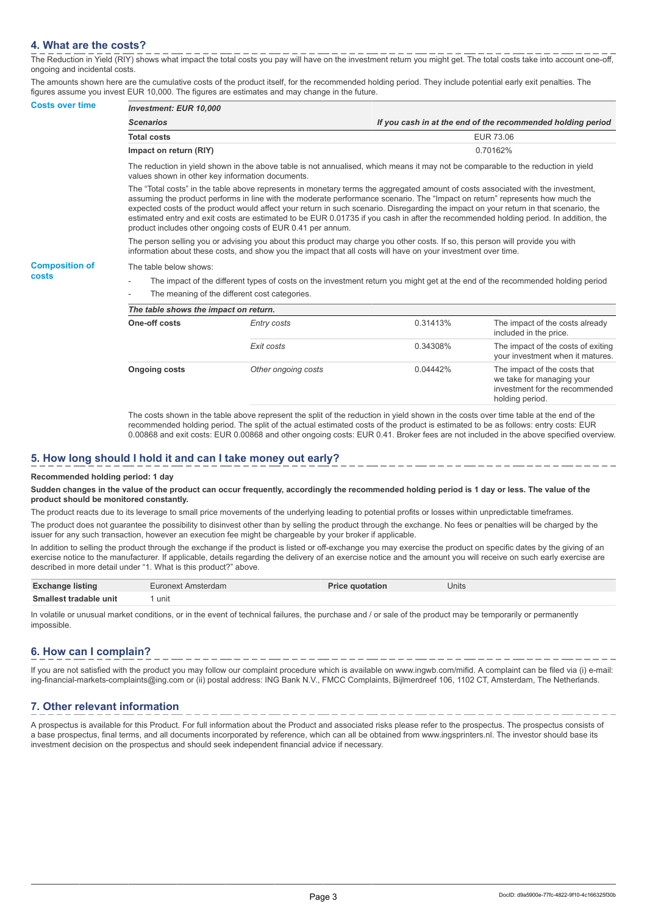## 4. What are the costs?

The Reduction in Yield (RIY) shows what impact the total costs you pay will have on the investment return you might get. The total costs take into account one-off, ongoing and incidental costs.

The amounts shown here are the cumulative costs of the product itself, for the recommended holding period. They include potential early exit penalties. The figures assume you invest EUR 10,000. The figures are estimates and may change in the future.

**Costs over time**

| *Investment: EUR 10,000* | |
|---|---|
| ***Scenarios*** | ***If you cash in at the end of the recommended holding period*** |
| **Total costs** | EUR 73.06 |
| **Impact on return (RIY)** | 0.70162% |

The reduction in yield shown in the above table is not annualised, which means it may not be comparable to the reduction in yield values shown in other key information documents.

The "Total costs" in the table above represents in monetary terms the aggregated amount of costs associated with the investment, assuming the product performs in line with the moderate performance scenario. The "Impact on return" represents how much the expected costs of the product would affect your return in such scenario. Disregarding the impact on your return in that scenario, the estimated entry and exit costs are estimated to be EUR 0.01735 if you cash in after the recommended holding period. In addition, the product includes other ongoing costs of EUR 0.41 per annum.

The person selling you or advising you about this product may charge you other costs. If so, this person will provide you with information about these costs, and show you the impact that all costs will have on your investment over time.

**Composition of costs**

The table below shows:

- The impact of the different types of costs on the investment return you might get at the end of the recommended holding period
- The meaning of the different cost categories.

| *The table shows the impact on return.* | | | |
|---|---|---|---|
| **One-off costs** | *Entry costs* | 0.31413% | The impact of the costs already included in the price. |
| | *Exit costs* | 0.34308% | The impact of the costs of exiting your investment when it matures. |
| **Ongoing costs** | *Other ongoing costs* | 0.04442% | The impact of the costs that we take for managing your investment for the recommended holding period. |

The costs shown in the table above represent the split of the reduction in yield shown in the costs over time table at the end of the recommended holding period. The split of the actual estimated costs of the product is estimated to be as follows: entry costs: EUR 0.00868 and exit costs: EUR 0.00868 and other ongoing costs: EUR 0.41. Broker fees are not included in the above specified overview.

## 5. How long should I hold it and can I take money out early?

**Recommended holding period: 1 day**

**Sudden changes in the value of the product can occur frequently, accordingly the recommended holding period is 1 day or less. The value of the product should be monitored constantly.**

The product reacts due to its leverage to small price movements of the underlying leading to potential profits or losses within unpredictable timeframes.

The product does not guarantee the possibility to disinvest other than by selling the product through the exchange. No fees or penalties will be charged by the issuer for any such transaction, however an execution fee might be chargeable by your broker if applicable.

In addition to selling the product through the exchange if the product is listed or off-exchange you may exercise the product on specific dates by the giving of an exercise notice to the manufacturer. If applicable, details regarding the delivery of an exercise notice and the amount you will receive on such early exercise are described in more detail under "1. What is this product?" above.

| | | | |
|---|---|---|---|
| **Exchange listing** | Euronext Amsterdam | **Price quotation** | Units |
| **Smallest tradable unit** | 1 unit | | |

In volatile or unusual market conditions, or in the event of technical failures, the purchase and / or sale of the product may be temporarily or permanently impossible.

## 6. How can I complain?

If you are not satisfied with the product you may follow our complaint procedure which is available on www.ingwb.com/mifid. A complaint can be filed via (i) e-mail: ing-financial-markets-complaints@ing.com or (ii) postal address: ING Bank N.V., FMCC Complaints, Bijlmerdreef 106, 1102 CT, Amsterdam, The Netherlands.

## 7. Other relevant information

A prospectus is available for this Product. For full information about the Product and associated risks please refer to the prospectus. The prospectus consists of a base prospectus, final terms, and all documents incorporated by reference, which can all be obtained from www.ingsprinters.nl. The investor should base its investment decision on the prospectus and should seek independent financial advice if necessary.